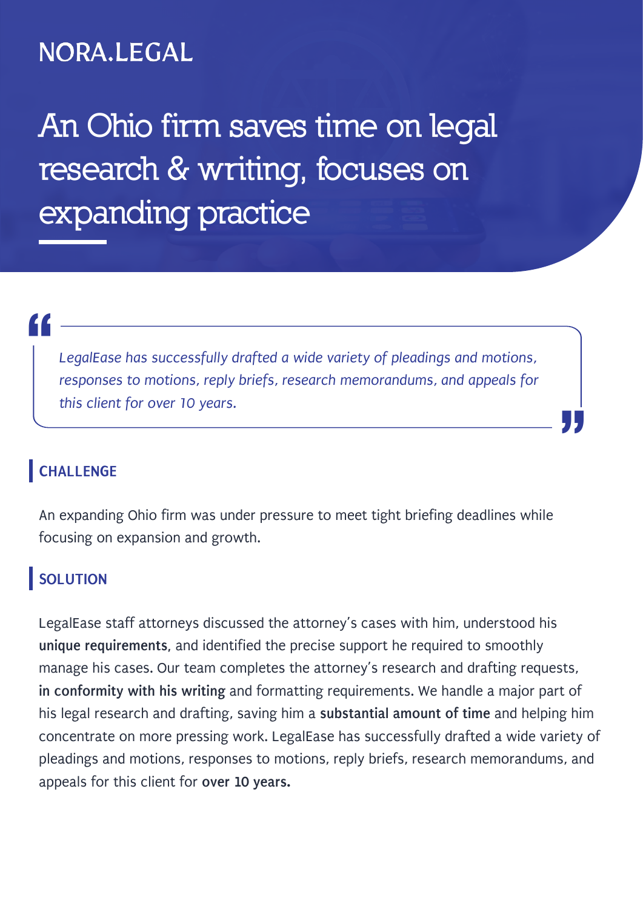NORA.LEGAL

# An Ohio firm saves time on legal research & writing, focuses on expanding practice

> *LegalEase has successfully drafted a wide variety of pleadings and motions, responses to motions, reply briefs, research memorandums, and appeals for this client for over 10 years.*

## CHALLENGE

An expanding Ohio firm was under pressure to meet tight briefing deadlines while focusing on expansion and growth.

## SOLUTION

LegalEase staff attorneys discussed the attorney's cases with him, understood his **unique requirements**, and identified the precise support he required to smoothly manage his cases. Our team completes the attorney's research and drafting requests, **in conformity with his writing** and formatting requirements. We handle a major part of his legal research and drafting, saving him a **substantial amount of time** and helping him concentrate on more pressing work. LegalEase has successfully drafted a wide variety of pleadings and motions, responses to motions, reply briefs, research memorandums, and appeals for this client for **over 10 years.**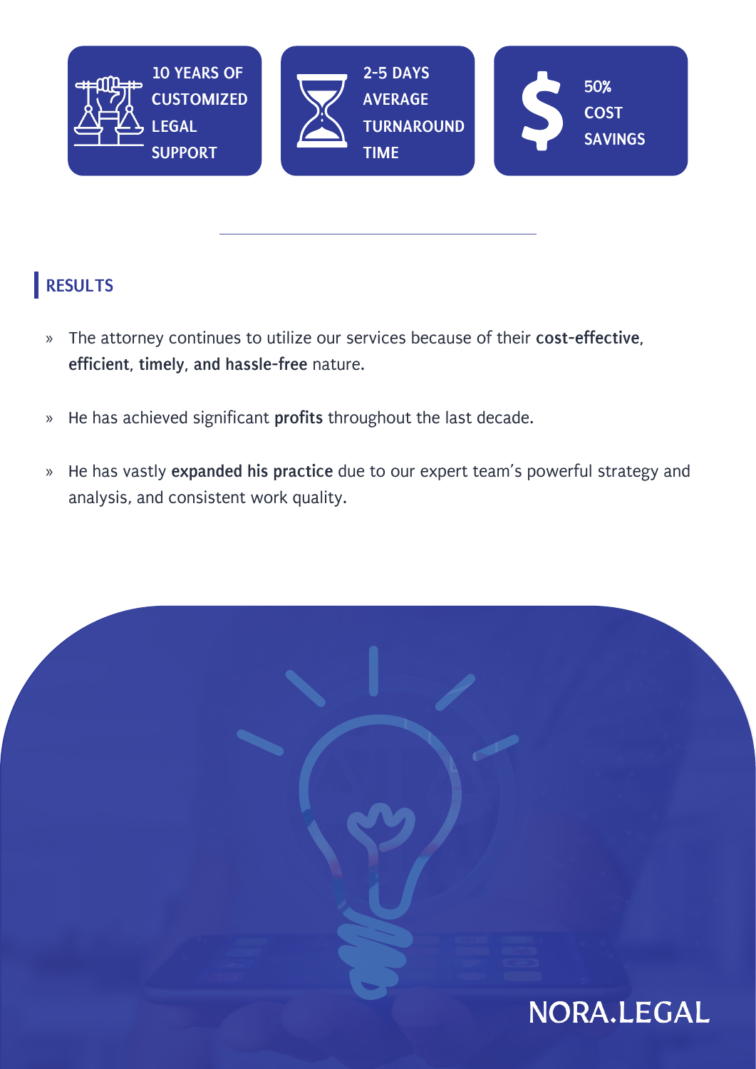**10 YEARS OF CUSTOMIZED LEGAL SUPPORT**

**2-5 DAYS AVERAGE TURNAROUND TIME**

**50% COST SAVINGS**

## RESULTS

- The attorney continues to utilize our services because of their **cost-effective**, **efficient**, **timely**, **and hassle-free** nature.
- He has achieved significant **profits** throughout the last decade.
- He has vastly **expanded his practice** due to our expert team's powerful strategy and analysis, and consistent work quality.

NORA.LEGAL